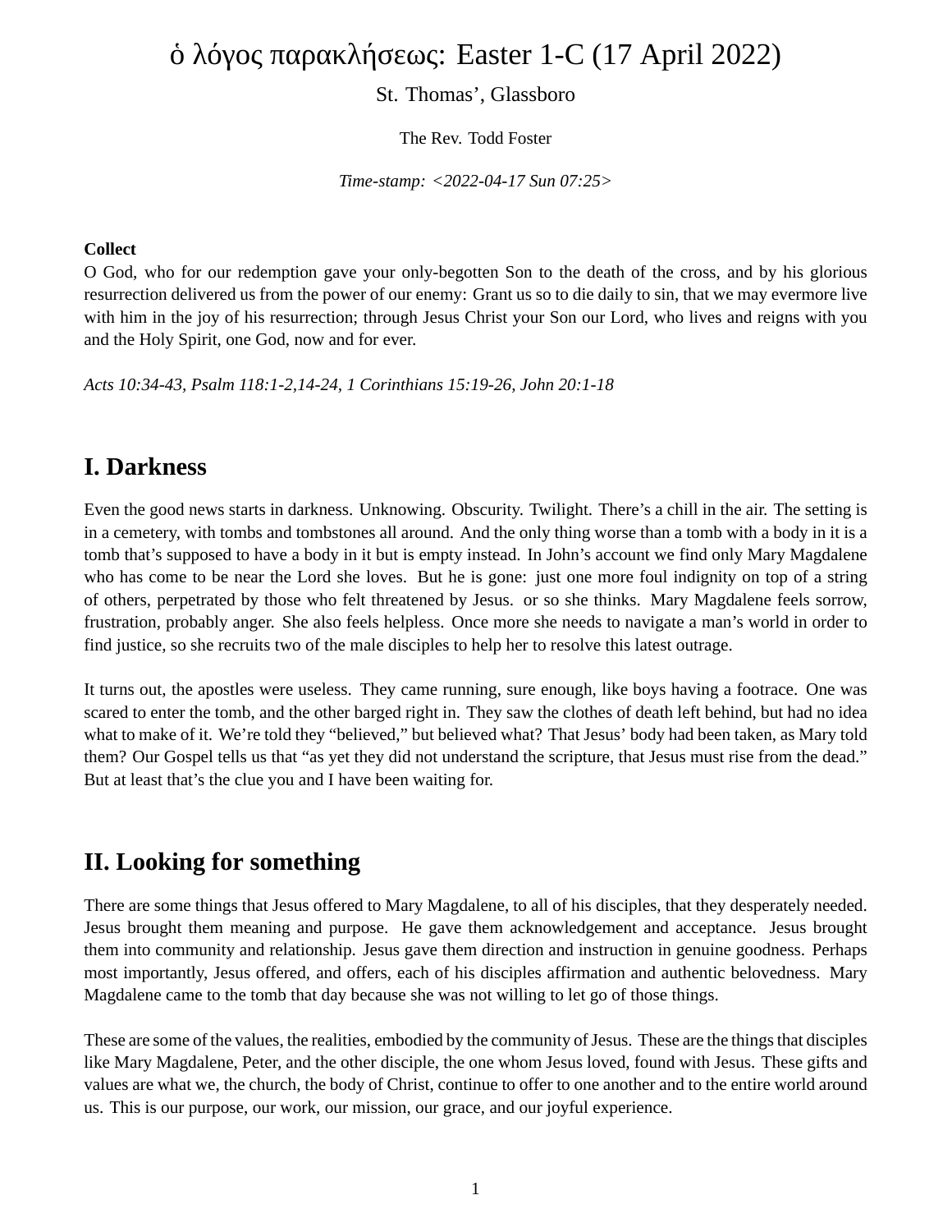# ὁ λόγος παρακλήσεως: Easter 1-C (17 April 2022)

St. Thomas', Glassboro

The Rev. Todd Foster

*Time-stamp: <2022-04-17 Sun 07:25>*

**Collect**
O God, who for our redemption gave your only-begotten Son to the death of the cross, and by his glorious resurrection delivered us from the power of our enemy: Grant us so to die daily to sin, that we may evermore live with him in the joy of his resurrection; through Jesus Christ your Son our Lord, who lives and reigns with you and the Holy Spirit, one God, now and for ever.

*Acts 10:34-43, Psalm 118:1-2,14-24, 1 Corinthians 15:19-26, John 20:1-18*

## I. Darkness

Even the good news starts in darkness. Unknowing. Obscurity. Twilight. There's a chill in the air. The setting is in a cemetery, with tombs and tombstones all around. And the only thing worse than a tomb with a body in it is a tomb that's supposed to have a body in it but is empty instead. In John's account we find only Mary Magdalene who has come to be near the Lord she loves. But he is gone: just one more foul indignity on top of a string of others, perpetrated by those who felt threatened by Jesus. or so she thinks. Mary Magdalene feels sorrow, frustration, probably anger. She also feels helpless. Once more she needs to navigate a man's world in order to find justice, so she recruits two of the male disciples to help her to resolve this latest outrage.

It turns out, the apostles were useless. They came running, sure enough, like boys having a footrace. One was scared to enter the tomb, and the other barged right in. They saw the clothes of death left behind, but had no idea what to make of it. We're told they "believed," but believed what? That Jesus' body had been taken, as Mary told them? Our Gospel tells us that "as yet they did not understand the scripture, that Jesus must rise from the dead." But at least that's the clue you and I have been waiting for.

## II. Looking for something

There are some things that Jesus offered to Mary Magdalene, to all of his disciples, that they desperately needed. Jesus brought them meaning and purpose. He gave them acknowledgement and acceptance. Jesus brought them into community and relationship. Jesus gave them direction and instruction in genuine goodness. Perhaps most importantly, Jesus offered, and offers, each of his disciples affirmation and authentic belovedness. Mary Magdalene came to the tomb that day because she was not willing to let go of those things.

These are some of the values, the realities, embodied by the community of Jesus. These are the things that disciples like Mary Magdalene, Peter, and the other disciple, the one whom Jesus loved, found with Jesus. These gifts and values are what we, the church, the body of Christ, continue to offer to one another and to the entire world around us. This is our purpose, our work, our mission, our grace, and our joyful experience.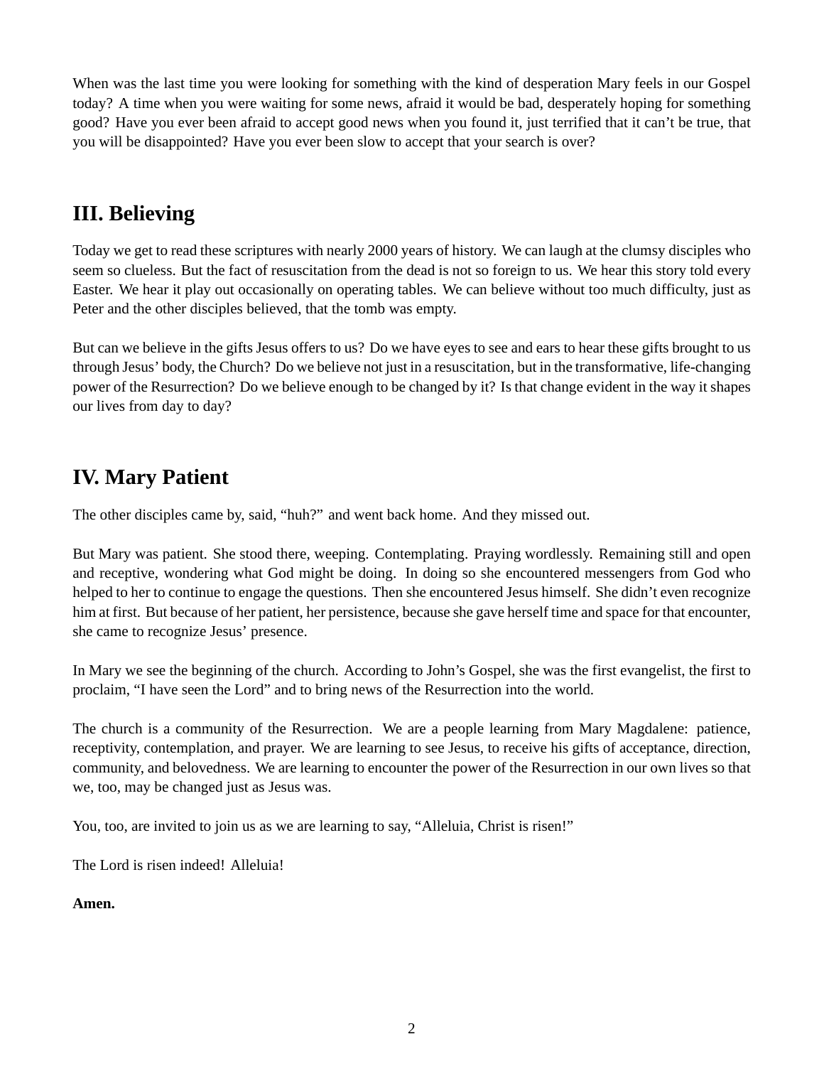When was the last time you were looking for something with the kind of desperation Mary feels in our Gospel today? A time when you were waiting for some news, afraid it would be bad, desperately hoping for something good? Have you ever been afraid to accept good news when you found it, just terrified that it can't be true, that you will be disappointed? Have you ever been slow to accept that your search is over?

## III. Believing

Today we get to read these scriptures with nearly 2000 years of history. We can laugh at the clumsy disciples who seem so clueless. But the fact of resuscitation from the dead is not so foreign to us. We hear this story told every Easter. We hear it play out occasionally on operating tables. We can believe without too much difficulty, just as Peter and the other disciples believed, that the tomb was empty.

But can we believe in the gifts Jesus offers to us? Do we have eyes to see and ears to hear these gifts brought to us through Jesus' body, the Church? Do we believe not just in a resuscitation, but in the transformative, life-changing power of the Resurrection? Do we believe enough to be changed by it? Is that change evident in the way it shapes our lives from day to day?

## IV. Mary Patient

The other disciples came by, said, "huh?" and went back home. And they missed out.

But Mary was patient. She stood there, weeping. Contemplating. Praying wordlessly. Remaining still and open and receptive, wondering what God might be doing. In doing so she encountered messengers from God who helped to her to continue to engage the questions. Then she encountered Jesus himself. She didn't even recognize him at first. But because of her patient, her persistence, because she gave herself time and space for that encounter, she came to recognize Jesus' presence.

In Mary we see the beginning of the church. According to John's Gospel, she was the first evangelist, the first to proclaim, "I have seen the Lord" and to bring news of the Resurrection into the world.

The church is a community of the Resurrection. We are a people learning from Mary Magdalene: patience, receptivity, contemplation, and prayer. We are learning to see Jesus, to receive his gifts of acceptance, direction, community, and belovedness. We are learning to encounter the power of the Resurrection in our own lives so that we, too, may be changed just as Jesus was.

You, too, are invited to join us as we are learning to say, "Alleluia, Christ is risen!"

The Lord is risen indeed! Alleluia!

**Amen.**